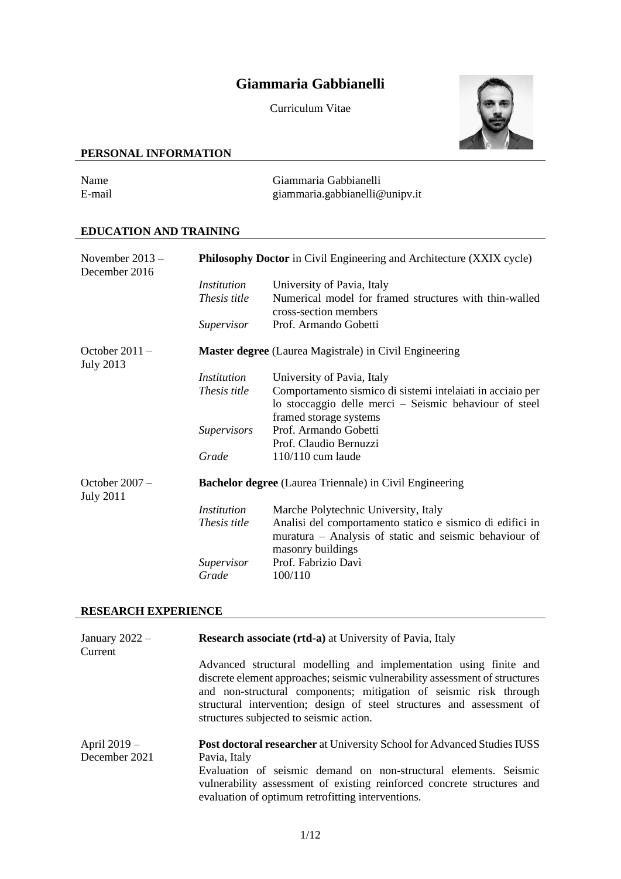# Giammaria Gabbianelli

Curriculum Vitae

## PERSONAL INFORMATION

| | |
|---|---|
| Name | Giammaria Gabbianelli |
| E-mail | giammaria.gabbianelli@unipv.it |

## EDUCATION AND TRAINING

**November 2013 – December 2016**

**Philosophy Doctor** in Civil Engineering and Architecture (XXIX cycle)

| | |
|---|---|
| *Institution* | University of Pavia, Italy |
| *Thesis title* | Numerical model for framed structures with thin-walled cross-section members |
| *Supervisor* | Prof. Armando Gobetti |

**October 2011 – July 2013**

**Master degree** (Laurea Magistrale) in Civil Engineering

| | |
|---|---|
| *Institution* | University of Pavia, Italy |
| *Thesis title* | Comportamento sismico di sistemi intelaiati in acciaio per lo stoccaggio delle merci – Seismic behaviour of steel framed storage systems |
| *Supervisors* | Prof. Armando Gobetti<br>Prof. Claudio Bernuzzi |
| *Grade* | 110/110 cum laude |

**October 2007 – July 2011**

**Bachelor degree** (Laurea Triennale) in Civil Engineering

| | |
|---|---|
| *Institution* | Marche Polytechnic University, Italy |
| *Thesis title* | Analisi del comportamento statico e sismico di edifici in muratura – Analysis of static and seismic behaviour of masonry buildings |
| *Supervisor* | Prof. Fabrizio Davì |
| *Grade* | 100/110 |

## RESEARCH EXPERIENCE

**January 2022 – Current**

**Research associate (rtd-a)** at University of Pavia, Italy

Advanced structural modelling and implementation using finite and discrete element approaches; seismic vulnerability assessment of structures and non-structural components; mitigation of seismic risk through structural intervention; design of steel structures and assessment of structures subjected to seismic action.

**April 2019 – December 2021**

**Post doctoral researcher** at University School for Advanced Studies IUSS Pavia, Italy

Evaluation of seismic demand on non-structural elements. Seismic vulnerability assessment of existing reinforced concrete structures and evaluation of optimum retrofitting interventions.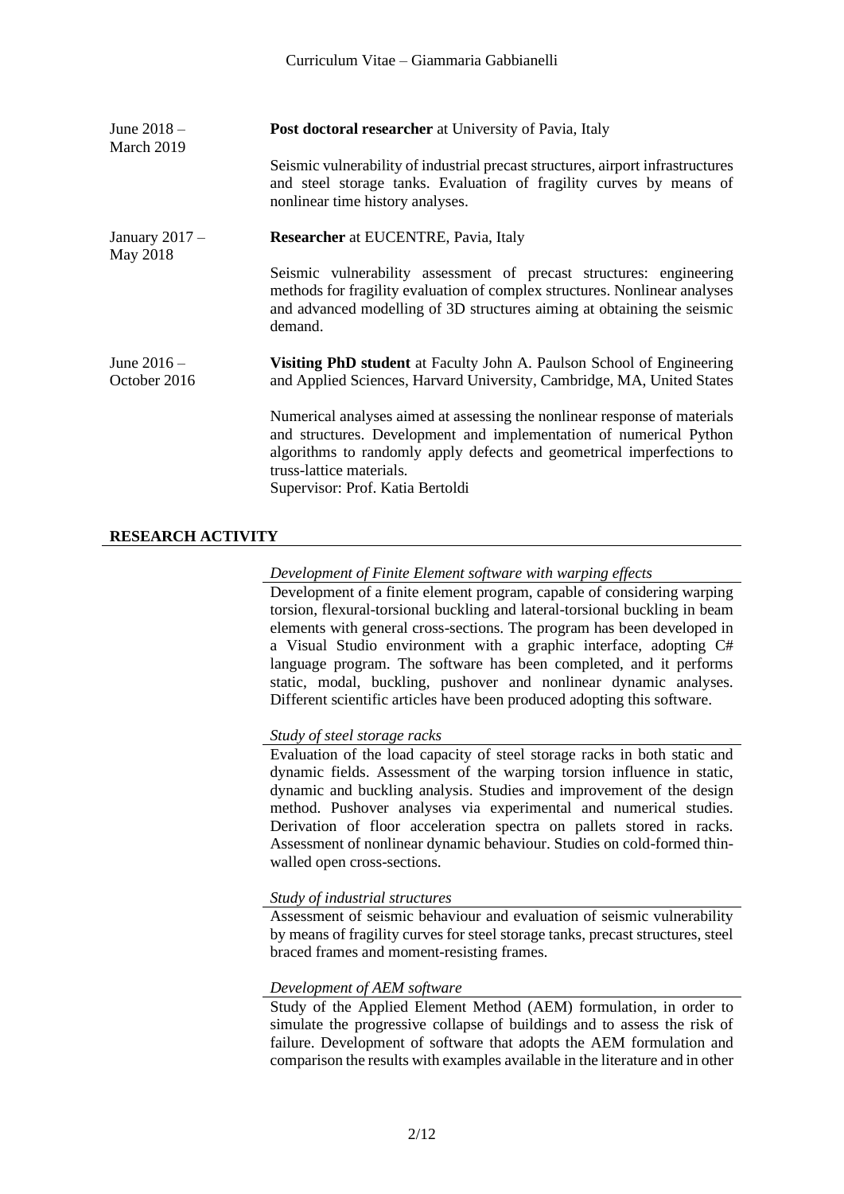June 2018 – March 2019

**Post doctoral researcher** at University of Pavia, Italy

Seismic vulnerability of industrial precast structures, airport infrastructures and steel storage tanks. Evaluation of fragility curves by means of nonlinear time history analyses.

January 2017 – May 2018

**Researcher** at EUCENTRE, Pavia, Italy

Seismic vulnerability assessment of precast structures: engineering methods for fragility evaluation of complex structures. Nonlinear analyses and advanced modelling of 3D structures aiming at obtaining the seismic demand.

June 2016 – October 2016

**Visiting PhD student** at Faculty John A. Paulson School of Engineering and Applied Sciences, Harvard University, Cambridge, MA, United States

Numerical analyses aimed at assessing the nonlinear response of materials and structures. Development and implementation of numerical Python algorithms to randomly apply defects and geometrical imperfections to truss-lattice materials.
Supervisor: Prof. Katia Bertoldi

## RESEARCH ACTIVITY

*Development of Finite Element software with warping effects*

Development of a finite element program, capable of considering warping torsion, flexural-torsional buckling and lateral-torsional buckling in beam elements with general cross-sections. The program has been developed in a Visual Studio environment with a graphic interface, adopting C# language program. The software has been completed, and it performs static, modal, buckling, pushover and nonlinear dynamic analyses. Different scientific articles have been produced adopting this software.

*Study of steel storage racks*

Evaluation of the load capacity of steel storage racks in both static and dynamic fields. Assessment of the warping torsion influence in static, dynamic and buckling analysis. Studies and improvement of the design method. Pushover analyses via experimental and numerical studies. Derivation of floor acceleration spectra on pallets stored in racks. Assessment of nonlinear dynamic behaviour. Studies on cold-formed thin-walled open cross-sections.

*Study of industrial structures*

Assessment of seismic behaviour and evaluation of seismic vulnerability by means of fragility curves for steel storage tanks, precast structures, steel braced frames and moment-resisting frames.

*Development of AEM software*

Study of the Applied Element Method (AEM) formulation, in order to simulate the progressive collapse of buildings and to assess the risk of failure. Development of software that adopts the AEM formulation and comparison the results with examples available in the literature and in other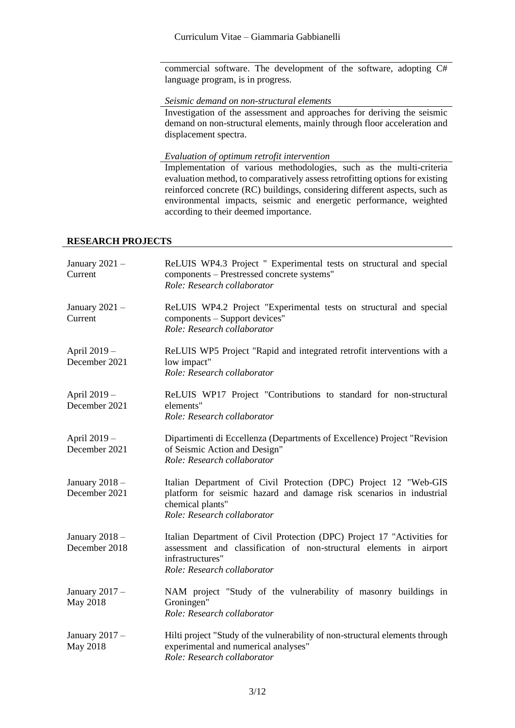commercial software. The development of the software, adopting C# language program, is in progress.

*Seismic demand on non-structural elements*

Investigation of the assessment and approaches for deriving the seismic demand on non-structural elements, mainly through floor acceleration and displacement spectra.

*Evaluation of optimum retrofit intervention*

Implementation of various methodologies, such as the multi-criteria evaluation method, to comparatively assess retrofitting options for existing reinforced concrete (RC) buildings, considering different aspects, such as environmental impacts, seismic and energetic performance, weighted according to their deemed importance.

## RESEARCH PROJECTS

| | |
|---|---|
| January 2021 – Current | ReLUIS WP4.3 Project " Experimental tests on structural and special components – Prestressed concrete systems"<br>*Role: Research collaborator* |
| January 2021 – Current | ReLUIS WP4.2 Project "Experimental tests on structural and special components – Support devices"<br>*Role: Research collaborator* |
| April 2019 – December 2021 | ReLUIS WP5 Project "Rapid and integrated retrofit interventions with a low impact"<br>*Role: Research collaborator* |
| April 2019 – December 2021 | ReLUIS WP17 Project "Contributions to standard for non-structural elements"<br>*Role: Research collaborator* |
| April 2019 – December 2021 | Dipartimenti di Eccellenza (Departments of Excellence) Project "Revision of Seismic Action and Design"<br>*Role: Research collaborator* |
| January 2018 – December 2021 | Italian Department of Civil Protection (DPC) Project 12 "Web-GIS platform for seismic hazard and damage risk scenarios in industrial chemical plants"<br>*Role: Research collaborator* |
| January 2018 – December 2018 | Italian Department of Civil Protection (DPC) Project 17 "Activities for assessment and classification of non-structural elements in airport infrastructures"<br>*Role: Research collaborator* |
| January 2017 – May 2018 | NAM project "Study of the vulnerability of masonry buildings in Groningen"<br>*Role: Research collaborator* |
| January 2017 – May 2018 | Hilti project "Study of the vulnerability of non-structural elements through experimental and numerical analyses"<br>*Role: Research collaborator* |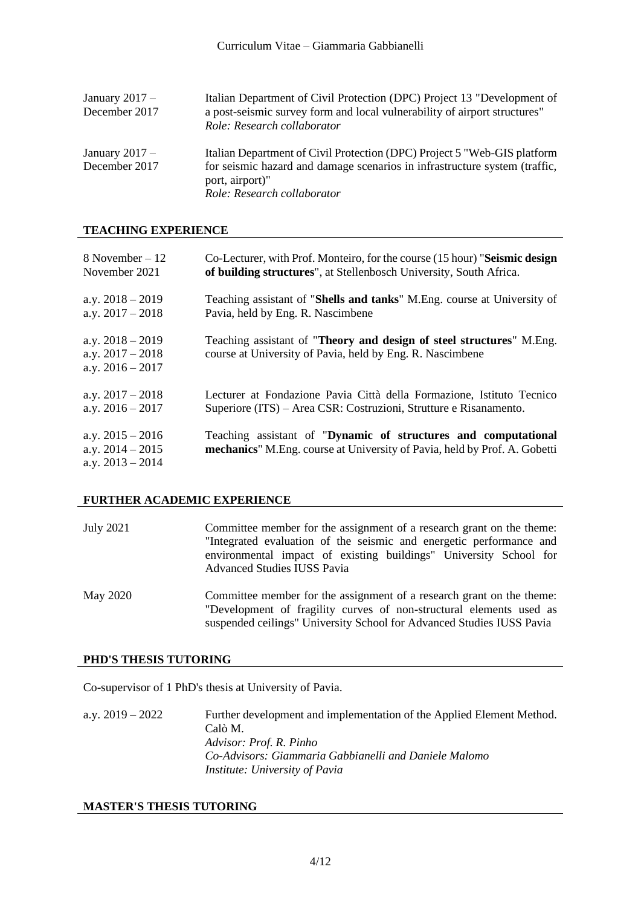| | |
|---|---|
| January 2017 – December 2017 | Italian Department of Civil Protection (DPC) Project 13 "Development of a post-seismic survey form and local vulnerability of airport structures"<br>*Role: Research collaborator* |
| January 2017 – December 2017 | Italian Department of Civil Protection (DPC) Project 5 "Web-GIS platform for seismic hazard and damage scenarios in infrastructure system (traffic, port, airport)"<br>*Role: Research collaborator* |

## TEACHING EXPERIENCE

| | |
|---|---|
| 8 November – 12 November 2021 | Co-Lecturer, with Prof. Monteiro, for the course (15 hour) "**Seismic design of building structures**", at Stellenbosch University, South Africa. |
| a.y. 2018 – 2019<br>a.y. 2017 – 2018 | Teaching assistant of "**Shells and tanks**" M.Eng. course at University of Pavia, held by Eng. R. Nascimbene |
| a.y. 2018 – 2019<br>a.y. 2017 – 2018<br>a.y. 2016 – 2017 | Teaching assistant of "**Theory and design of steel structures**" M.Eng. course at University of Pavia, held by Eng. R. Nascimbene |
| a.y. 2017 – 2018<br>a.y. 2016 – 2017 | Lecturer at Fondazione Pavia Città della Formazione, Istituto Tecnico Superiore (ITS) – Area CSR: Costruzioni, Strutture e Risanamento. |
| a.y. 2015 – 2016<br>a.y. 2014 – 2015<br>a.y. 2013 – 2014 | Teaching assistant of "**Dynamic of structures and computational mechanics**" M.Eng. course at University of Pavia, held by Prof. A. Gobetti |

## FURTHER ACADEMIC EXPERIENCE

| | |
|---|---|
| July 2021 | Committee member for the assignment of a research grant on the theme: "Integrated evaluation of the seismic and energetic performance and environmental impact of existing buildings" University School for Advanced Studies IUSS Pavia |
| May 2020 | Committee member for the assignment of a research grant on the theme: "Development of fragility curves of non-structural elements used as suspended ceilings" University School for Advanced Studies IUSS Pavia |

## PHD'S THESIS TUTORING

Co-supervisor of 1 PhD's thesis at University of Pavia.

| | |
|---|---|
| a.y. 2019 – 2022 | Further development and implementation of the Applied Element Method.<br>Calò M.<br>*Advisor: Prof. R. Pinho*<br>*Co-Advisors: Giammaria Gabbianelli and Daniele Malomo*<br>*Institute: University of Pavia* |

## MASTER'S THESIS TUTORING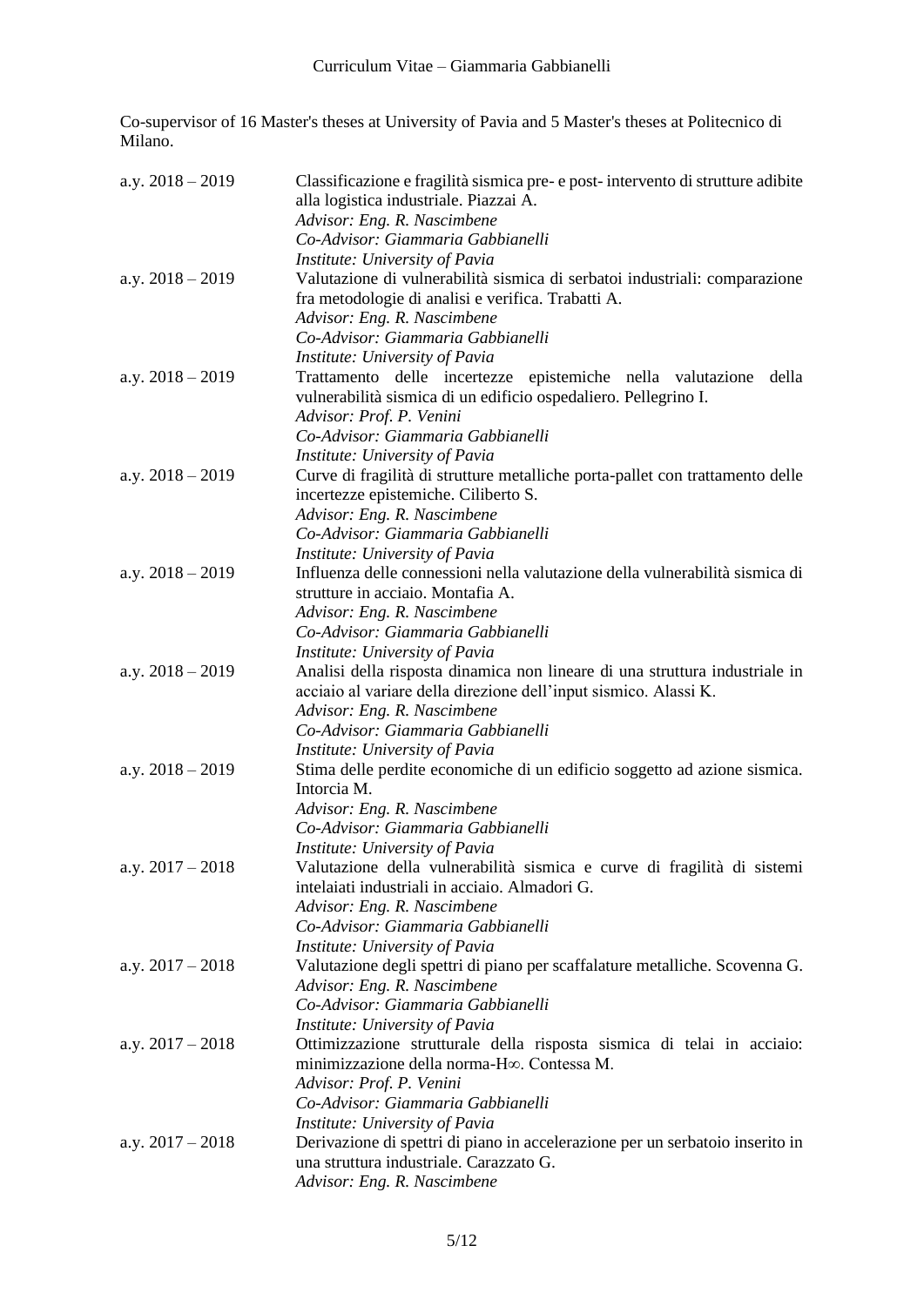Co-supervisor of 16 Master's theses at University of Pavia and 5 Master's theses at Politecnico di Milano.

| | |
|---|---|
| a.y. 2018 – 2019 | Classificazione e fragilità sismica pre- e post- intervento di strutture adibite alla logistica industriale. Piazzai A.<br>*Advisor: Eng. R. Nascimbene*<br>*Co-Advisor: Giammaria Gabbianelli*<br>*Institute: University of Pavia* |
| a.y. 2018 – 2019 | Valutazione di vulnerabilità sismica di serbatoi industriali: comparazione fra metodologie di analisi e verifica. Trabatti A.<br>*Advisor: Eng. R. Nascimbene*<br>*Co-Advisor: Giammaria Gabbianelli*<br>*Institute: University of Pavia* |
| a.y. 2018 – 2019 | Trattamento delle incertezze epistemiche nella valutazione della vulnerabilità sismica di un edificio ospedaliero. Pellegrino I.<br>*Advisor: Prof. P. Venini*<br>*Co-Advisor: Giammaria Gabbianelli*<br>*Institute: University of Pavia* |
| a.y. 2018 – 2019 | Curve di fragilità di strutture metalliche porta-pallet con trattamento delle incertezze epistemiche. Ciliberto S.<br>*Advisor: Eng. R. Nascimbene*<br>*Co-Advisor: Giammaria Gabbianelli*<br>*Institute: University of Pavia* |
| a.y. 2018 – 2019 | Influenza delle connessioni nella valutazione della vulnerabilità sismica di strutture in acciaio. Montafia A.<br>*Advisor: Eng. R. Nascimbene*<br>*Co-Advisor: Giammaria Gabbianelli*<br>*Institute: University of Pavia* |
| a.y. 2018 – 2019 | Analisi della risposta dinamica non lineare di una struttura industriale in acciaio al variare della direzione dell'input sismico. Alassi K.<br>*Advisor: Eng. R. Nascimbene*<br>*Co-Advisor: Giammaria Gabbianelli*<br>*Institute: University of Pavia* |
| a.y. 2018 – 2019 | Stima delle perdite economiche di un edificio soggetto ad azione sismica. Intorcia M.<br>*Advisor: Eng. R. Nascimbene*<br>*Co-Advisor: Giammaria Gabbianelli*<br>*Institute: University of Pavia* |
| a.y. 2017 – 2018 | Valutazione della vulnerabilità sismica e curve di fragilità di sistemi intelaiati industriali in acciaio. Almadori G.<br>*Advisor: Eng. R. Nascimbene*<br>*Co-Advisor: Giammaria Gabbianelli*<br>*Institute: University of Pavia* |
| a.y. 2017 – 2018 | Valutazione degli spettri di piano per scaffalature metalliche. Scovenna G.<br>*Advisor: Eng. R. Nascimbene*<br>*Co-Advisor: Giammaria Gabbianelli*<br>*Institute: University of Pavia* |
| a.y. 2017 – 2018 | Ottimizzazione strutturale della risposta sismica di telai in acciaio: minimizzazione della norma-$H\infty$. Contessa M.<br>*Advisor: Prof. P. Venini*<br>*Co-Advisor: Giammaria Gabbianelli*<br>*Institute: University of Pavia* |
| a.y. 2017 – 2018 | Derivazione di spettri di piano in accelerazione per un serbatoio inserito in una struttura industriale. Carazzato G.<br>*Advisor: Eng. R. Nascimbene* |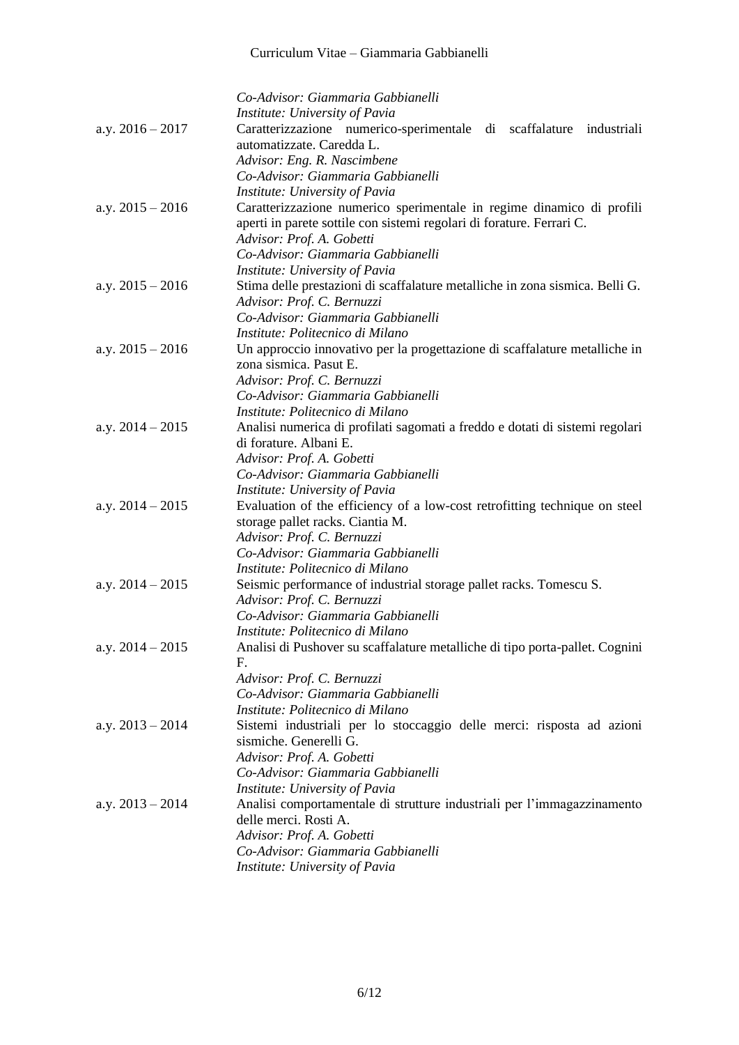*Co-Advisor: Giammaria Gabbianelli*
*Institute: University of Pavia*

a.y. 2016 – 2017
Caratterizzazione numerico-sperimentale di scaffalature industriali automatizzate. Caredda L.
*Advisor: Eng. R. Nascimbene*
*Co-Advisor: Giammaria Gabbianelli*
*Institute: University of Pavia*

a.y. 2015 – 2016
Caratterizzazione numerico sperimentale in regime dinamico di profili aperti in parete sottile con sistemi regolari di forature. Ferrari C.
*Advisor: Prof. A. Gobetti*
*Co-Advisor: Giammaria Gabbianelli*
*Institute: University of Pavia*

a.y. 2015 – 2016
Stima delle prestazioni di scaffalature metalliche in zona sismica. Belli G.
*Advisor: Prof. C. Bernuzzi*
*Co-Advisor: Giammaria Gabbianelli*
*Institute: Politecnico di Milano*

a.y. 2015 – 2016
Un approccio innovativo per la progettazione di scaffalature metalliche in zona sismica. Pasut E.
*Advisor: Prof. C. Bernuzzi*
*Co-Advisor: Giammaria Gabbianelli*
*Institute: Politecnico di Milano*

a.y. 2014 – 2015
Analisi numerica di profilati sagomati a freddo e dotati di sistemi regolari di forature. Albani E.
*Advisor: Prof. A. Gobetti*
*Co-Advisor: Giammaria Gabbianelli*
*Institute: University of Pavia*

a.y. 2014 – 2015
Evaluation of the efficiency of a low-cost retrofitting technique on steel storage pallet racks. Ciantia M.
*Advisor: Prof. C. Bernuzzi*
*Co-Advisor: Giammaria Gabbianelli*
*Institute: Politecnico di Milano*

a.y. 2014 – 2015
Seismic performance of industrial storage pallet racks. Tomescu S.
*Advisor: Prof. C. Bernuzzi*
*Co-Advisor: Giammaria Gabbianelli*
*Institute: Politecnico di Milano*

a.y. 2014 – 2015
Analisi di Pushover su scaffalature metalliche di tipo porta-pallet. Cognini F.
*Advisor: Prof. C. Bernuzzi*
*Co-Advisor: Giammaria Gabbianelli*
*Institute: Politecnico di Milano*

a.y. 2013 – 2014
Sistemi industriali per lo stoccaggio delle merci: risposta ad azioni sismiche. Generelli G.
*Advisor: Prof. A. Gobetti*
*Co-Advisor: Giammaria Gabbianelli*
*Institute: University of Pavia*

a.y. 2013 – 2014
Analisi comportamentale di strutture industriali per l'immagazzinamento delle merci. Rosti A.
*Advisor: Prof. A. Gobetti*
*Co-Advisor: Giammaria Gabbianelli*
*Institute: University of Pavia*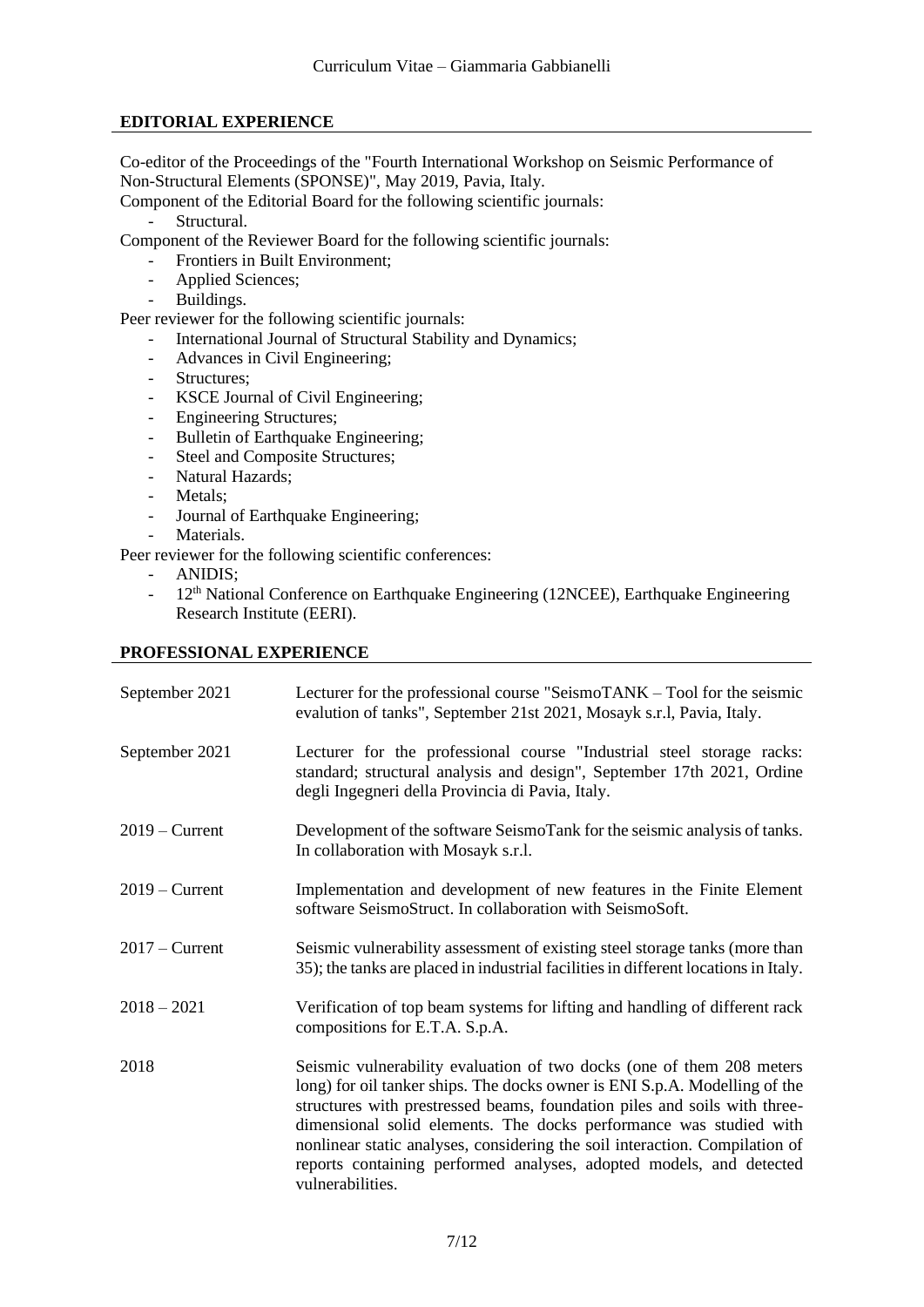## EDITORIAL EXPERIENCE

Co-editor of the Proceedings of the "Fourth International Workshop on Seismic Performance of Non-Structural Elements (SPONSE)", May 2019, Pavia, Italy.

Component of the Editorial Board for the following scientific journals:

- Structural.

Component of the Reviewer Board for the following scientific journals:

- Frontiers in Built Environment;
- Applied Sciences;
- Buildings.

Peer reviewer for the following scientific journals:

- International Journal of Structural Stability and Dynamics;
- Advances in Civil Engineering;
- Structures;
- KSCE Journal of Civil Engineering;
- Engineering Structures;
- Bulletin of Earthquake Engineering;
- Steel and Composite Structures;
- Natural Hazards;
- Metals;
- Journal of Earthquake Engineering;
- Materials.

Peer reviewer for the following scientific conferences:

- ANIDIS;
- 12th National Conference on Earthquake Engineering (12NCEE), Earthquake Engineering Research Institute (EERI).

## PROFESSIONAL EXPERIENCE

| | |
|---|---|
| September 2021 | Lecturer for the professional course "SeismoTANK – Tool for the seismic evalution of tanks", September 21st 2021, Mosayk s.r.l, Pavia, Italy. |
| September 2021 | Lecturer for the professional course "Industrial steel storage racks: standard; structural analysis and design", September 17th 2021, Ordine degli Ingegneri della Provincia di Pavia, Italy. |
| 2019 – Current | Development of the software SeismoTank for the seismic analysis of tanks. In collaboration with Mosayk s.r.l. |
| 2019 – Current | Implementation and development of new features in the Finite Element software SeismoStruct. In collaboration with SeismoSoft. |
| 2017 – Current | Seismic vulnerability assessment of existing steel storage tanks (more than 35); the tanks are placed in industrial facilities in different locations in Italy. |
| 2018 – 2021 | Verification of top beam systems for lifting and handling of different rack compositions for E.T.A. S.p.A. |
| 2018 | Seismic vulnerability evaluation of two docks (one of them 208 meters long) for oil tanker ships. The docks owner is ENI S.p.A. Modelling of the structures with prestressed beams, foundation piles and soils with three-dimensional solid elements. The docks performance was studied with nonlinear static analyses, considering the soil interaction. Compilation of reports containing performed analyses, adopted models, and detected vulnerabilities. |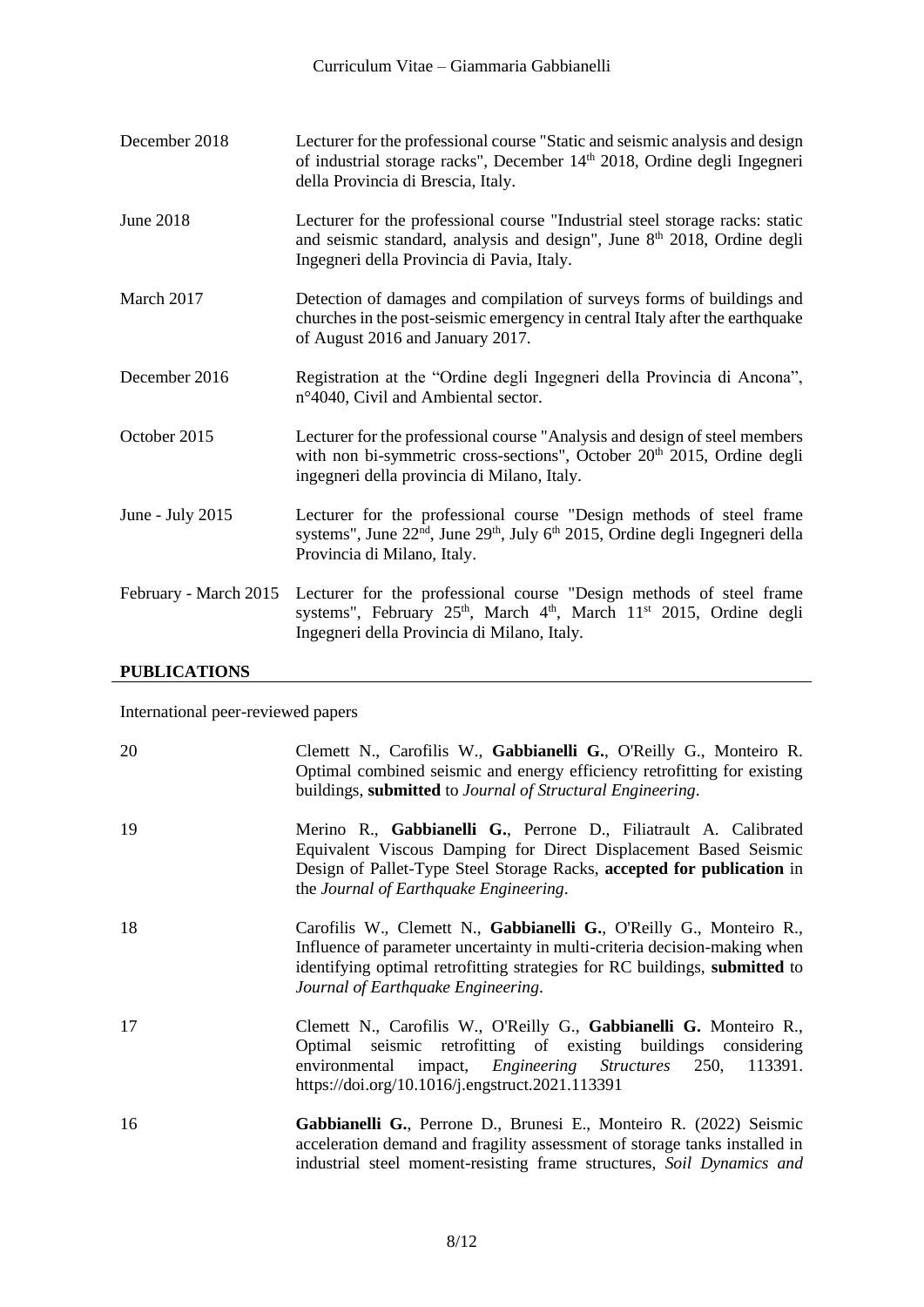December 2018 — Lecturer for the professional course "Static and seismic analysis and design of industrial storage racks", December 14th 2018, Ordine degli Ingegneri della Provincia di Brescia, Italy.

June 2018 — Lecturer for the professional course "Industrial steel storage racks: static and seismic standard, analysis and design", June 8th 2018, Ordine degli Ingegneri della Provincia di Pavia, Italy.

March 2017 — Detection of damages and compilation of surveys forms of buildings and churches in the post-seismic emergency in central Italy after the earthquake of August 2016 and January 2017.

December 2016 — Registration at the "Ordine degli Ingegneri della Provincia di Ancona", n°4040, Civil and Ambiental sector.

October 2015 — Lecturer for the professional course "Analysis and design of steel members with non bi-symmetric cross-sections", October 20th 2015, Ordine degli ingegneri della provincia di Milano, Italy.

June - July 2015 — Lecturer for the professional course "Design methods of steel frame systems", June 22nd, June 29th, July 6th 2015, Ordine degli Ingegneri della Provincia di Milano, Italy.

February - March 2015 — Lecturer for the professional course "Design methods of steel frame systems", February 25th, March 4th, March 11st 2015, Ordine degli Ingegneri della Provincia di Milano, Italy.

## PUBLICATIONS

International peer-reviewed papers

20 — Clemett N., Carofilis W., **Gabbianelli G.**, O'Reilly G., Monteiro R. Optimal combined seismic and energy efficiency retrofitting for existing buildings, **submitted** to *Journal of Structural Engineering*.

19 — Merino R., **Gabbianelli G.**, Perrone D., Filiatrault A. Calibrated Equivalent Viscous Damping for Direct Displacement Based Seismic Design of Pallet-Type Steel Storage Racks, **accepted for publication** in the *Journal of Earthquake Engineering*.

18 — Carofilis W., Clemett N., **Gabbianelli G.**, O'Reilly G., Monteiro R., Influence of parameter uncertainty in multi-criteria decision-making when identifying optimal retrofitting strategies for RC buildings, **submitted** to *Journal of Earthquake Engineering*.

17 — Clemett N., Carofilis W., O'Reilly G., **Gabbianelli G.** Monteiro R., Optimal seismic retrofitting of existing buildings considering environmental impact, *Engineering Structures* 250, 113391. https://doi.org/10.1016/j.engstruct.2021.113391

16 — **Gabbianelli G.**, Perrone D., Brunesi E., Monteiro R. (2022) Seismic acceleration demand and fragility assessment of storage tanks installed in industrial steel moment-resisting frame structures, *Soil Dynamics and*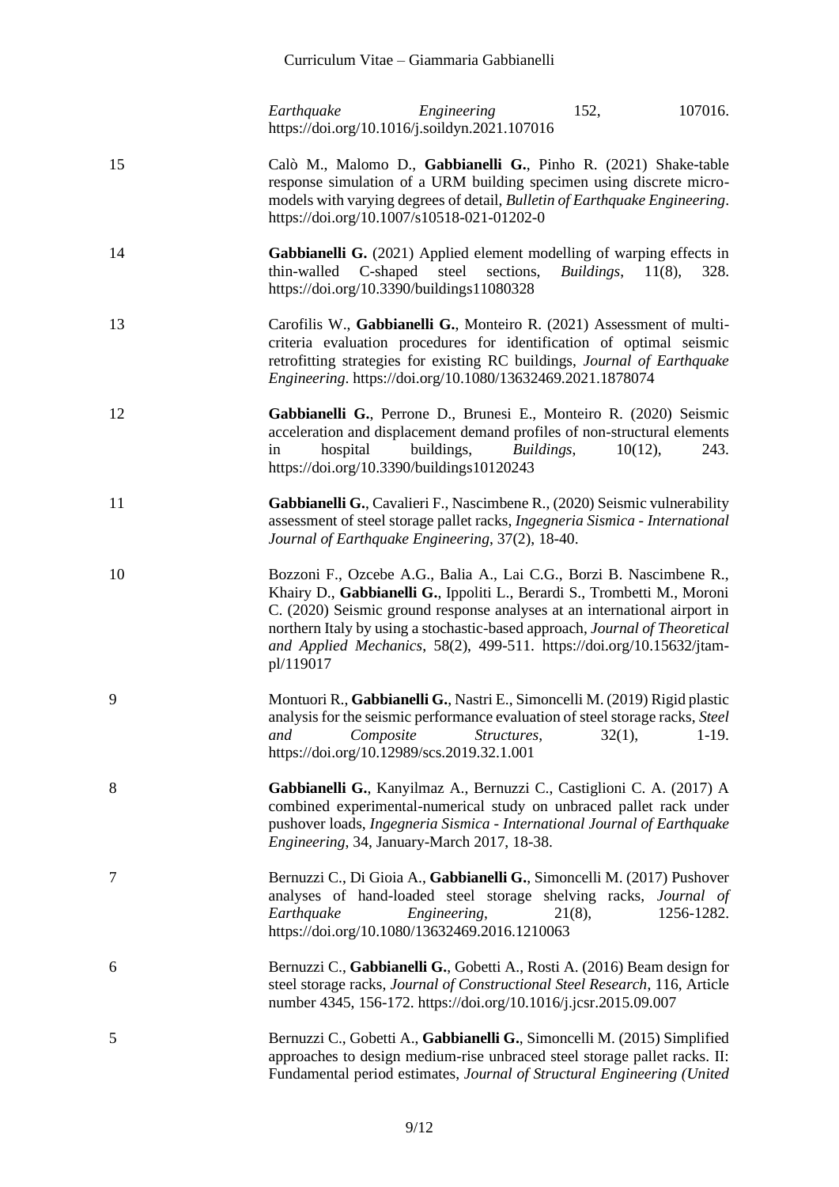*Earthquake Engineering* 152, 107016. https://doi.org/10.1016/j.soildyn.2021.107016

15 Calò M., Malomo D., **Gabbianelli G.**, Pinho R. (2021) Shake-table response simulation of a URM building specimen using discrete micro-models with varying degrees of detail, *Bulletin of Earthquake Engineering*. https://doi.org/10.1007/s10518-021-01202-0

14 **Gabbianelli G.** (2021) Applied element modelling of warping effects in thin-walled C-shaped steel sections, *Buildings*, 11(8), 328. https://doi.org/10.3390/buildings11080328

13 Carofilis W., **Gabbianelli G.**, Monteiro R. (2021) Assessment of multi-criteria evaluation procedures for identification of optimal seismic retrofitting strategies for existing RC buildings, *Journal of Earthquake Engineering*. https://doi.org/10.1080/13632469.2021.1878074

12 **Gabbianelli G.**, Perrone D., Brunesi E., Monteiro R. (2020) Seismic acceleration and displacement demand profiles of non-structural elements in hospital buildings, *Buildings*, 10(12), 243. https://doi.org/10.3390/buildings10120243

11 **Gabbianelli G.**, Cavalieri F., Nascimbene R., (2020) Seismic vulnerability assessment of steel storage pallet racks, *Ingegneria Sismica - International Journal of Earthquake Engineering*, 37(2), 18-40.

10 Bozzoni F., Ozcebe A.G., Balia A., Lai C.G., Borzi B. Nascimbene R., Khairy D., **Gabbianelli G.**, Ippoliti L., Berardi S., Trombetti M., Moroni C. (2020) Seismic ground response analyses at an international airport in northern Italy by using a stochastic-based approach, *Journal of Theoretical and Applied Mechanics*, 58(2), 499-511. https://doi.org/10.15632/jtam-pl/119017

9 Montuori R., **Gabbianelli G.**, Nastri E., Simoncelli M. (2019) Rigid plastic analysis for the seismic performance evaluation of steel storage racks, *Steel and Composite Structures*, 32(1), 1-19. https://doi.org/10.12989/scs.2019.32.1.001

8 **Gabbianelli G.**, Kanyilmaz A., Bernuzzi C., Castiglioni C. A. (2017) A combined experimental-numerical study on unbraced pallet rack under pushover loads, *Ingegneria Sismica - International Journal of Earthquake Engineering*, 34, January-March 2017, 18-38.

7 Bernuzzi C., Di Gioia A., **Gabbianelli G.**, Simoncelli M. (2017) Pushover analyses of hand-loaded steel storage shelving racks, *Journal of Earthquake Engineering*, 21(8), 1256-1282. https://doi.org/10.1080/13632469.2016.1210063

6 Bernuzzi C., **Gabbianelli G.**, Gobetti A., Rosti A. (2016) Beam design for steel storage racks, *Journal of Constructional Steel Research*, 116, Article number 4345, 156-172. https://doi.org/10.1016/j.jcsr.2015.09.007

5 Bernuzzi C., Gobetti A., **Gabbianelli G.**, Simoncelli M. (2015) Simplified approaches to design medium-rise unbraced steel storage pallet racks. II: Fundamental period estimates, *Journal of Structural Engineering (United*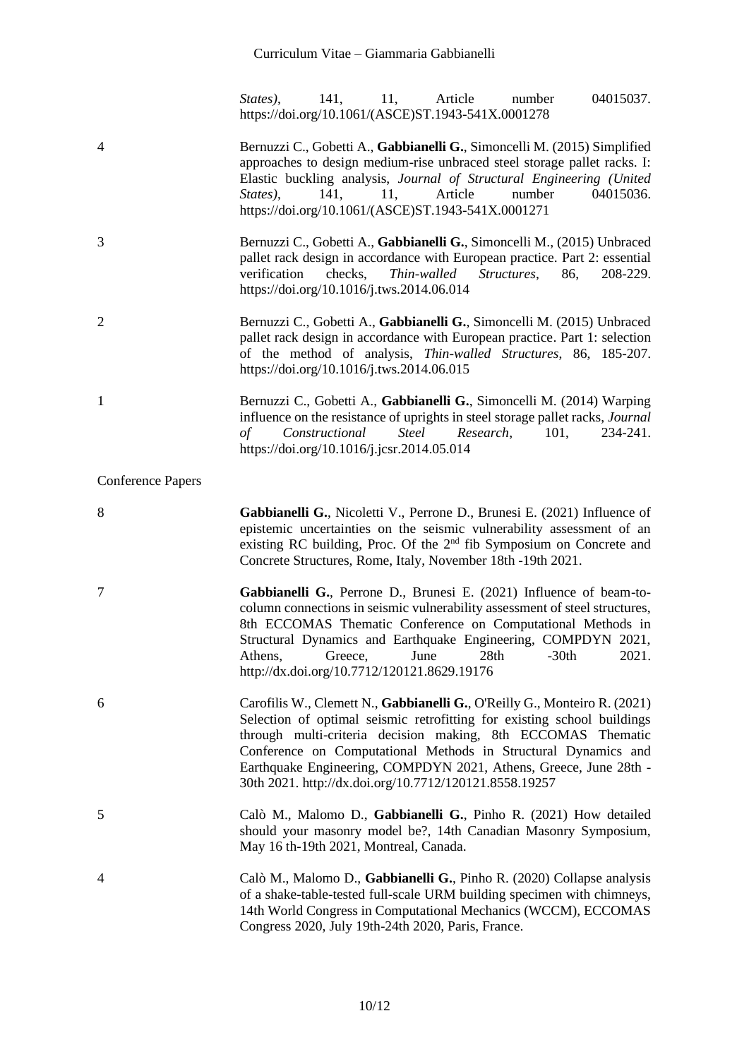*States)*, 141, 11, Article number 04015037. https://doi.org/10.1061/(ASCE)ST.1943-541X.0001278

4 Bernuzzi C., Gobetti A., **Gabbianelli G.**, Simoncelli M. (2015) Simplified approaches to design medium-rise unbraced steel storage pallet racks. I: Elastic buckling analysis, *Journal of Structural Engineering (United States)*, 141, 11, Article number 04015036. https://doi.org/10.1061/(ASCE)ST.1943-541X.0001271

3 Bernuzzi C., Gobetti A., **Gabbianelli G.**, Simoncelli M., (2015) Unbraced pallet rack design in accordance with European practice. Part 2: essential verification checks, *Thin-walled Structures*, 86, 208-229. https://doi.org/10.1016/j.tws.2014.06.014

2 Bernuzzi C., Gobetti A., **Gabbianelli G.**, Simoncelli M. (2015) Unbraced pallet rack design in accordance with European practice. Part 1: selection of the method of analysis, *Thin-walled Structures*, 86, 185-207. https://doi.org/10.1016/j.tws.2014.06.015

1 Bernuzzi C., Gobetti A., **Gabbianelli G.**, Simoncelli M. (2014) Warping influence on the resistance of uprights in steel storage pallet racks, *Journal of Constructional Steel Research*, 101, 234-241. https://doi.org/10.1016/j.jcsr.2014.05.014

## Conference Papers

8 **Gabbianelli G.**, Nicoletti V., Perrone D., Brunesi E. (2021) Influence of epistemic uncertainties on the seismic vulnerability assessment of an existing RC building, Proc. Of the 2nd fib Symposium on Concrete and Concrete Structures, Rome, Italy, November 18th -19th 2021.

7 **Gabbianelli G.**, Perrone D., Brunesi E. (2021) Influence of beam-to-column connections in seismic vulnerability assessment of steel structures, 8th ECCOMAS Thematic Conference on Computational Methods in Structural Dynamics and Earthquake Engineering, COMPDYN 2021, Athens, Greece, June 28th -30th 2021. http://dx.doi.org/10.7712/120121.8629.19176

6 Carofilis W., Clemett N., **Gabbianelli G.**, O'Reilly G., Monteiro R. (2021) Selection of optimal seismic retrofitting for existing school buildings through multi-criteria decision making, 8th ECCOMAS Thematic Conference on Computational Methods in Structural Dynamics and Earthquake Engineering, COMPDYN 2021, Athens, Greece, June 28th - 30th 2021. http://dx.doi.org/10.7712/120121.8558.19257

5 Calò M., Malomo D., **Gabbianelli G.**, Pinho R. (2021) How detailed should your masonry model be?, 14th Canadian Masonry Symposium, May 16 th-19th 2021, Montreal, Canada.

4 Calò M., Malomo D., **Gabbianelli G.**, Pinho R. (2020) Collapse analysis of a shake-table-tested full-scale URM building specimen with chimneys, 14th World Congress in Computational Mechanics (WCCM), ECCOMAS Congress 2020, July 19th-24th 2020, Paris, France.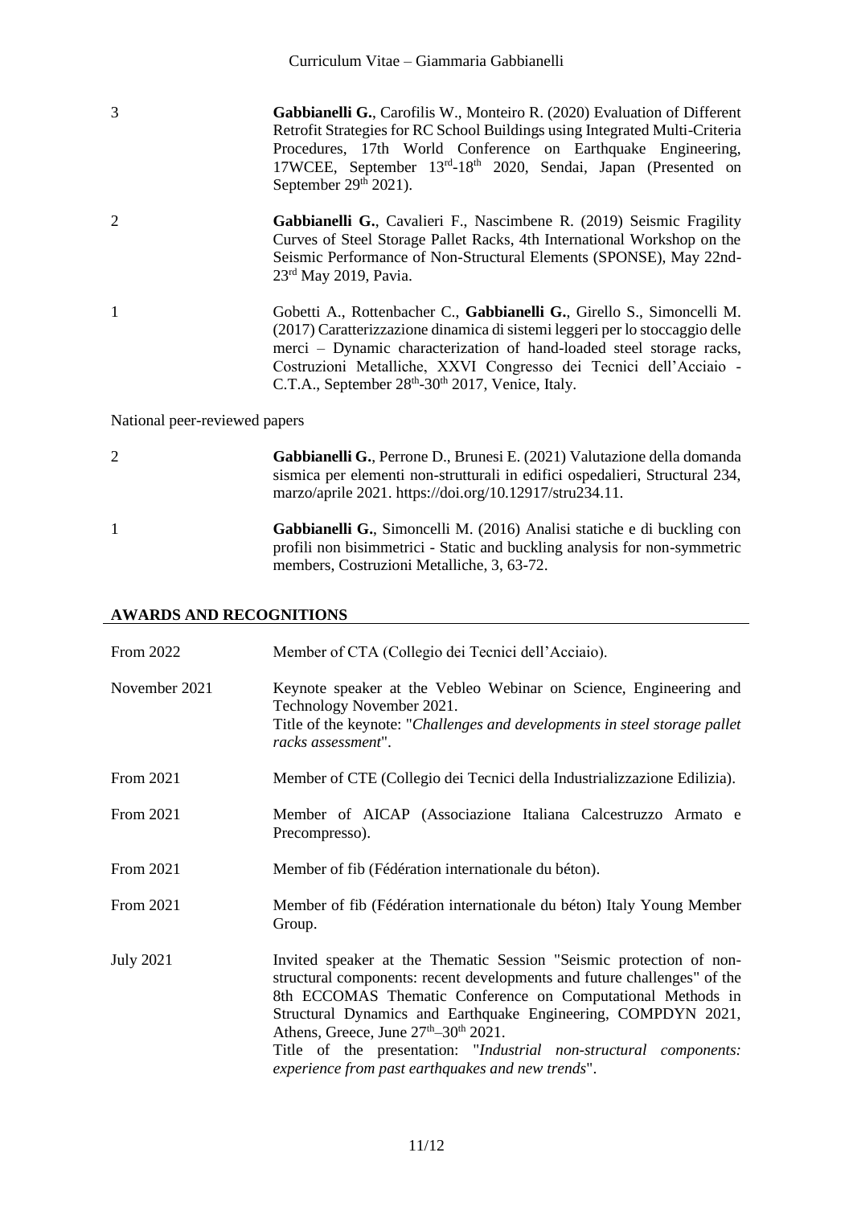3 **Gabbianelli G.**, Carofilis W., Monteiro R. (2020) Evaluation of Different Retrofit Strategies for RC School Buildings using Integrated Multi-Criteria Procedures, 17th World Conference on Earthquake Engineering, 17WCEE, September 13rd-18th 2020, Sendai, Japan (Presented on September 29th 2021).

2 **Gabbianelli G.**, Cavalieri F., Nascimbene R. (2019) Seismic Fragility Curves of Steel Storage Pallet Racks, 4th International Workshop on the Seismic Performance of Non-Structural Elements (SPONSE), May 22nd-23rd May 2019, Pavia.

1 Gobetti A., Rottenbacher C., **Gabbianelli G.**, Girello S., Simoncelli M. (2017) Caratterizzazione dinamica di sistemi leggeri per lo stoccaggio delle merci – Dynamic characterization of hand-loaded steel storage racks, Costruzioni Metalliche, XXVI Congresso dei Tecnici dell'Acciaio - C.T.A., September 28th-30th 2017, Venice, Italy.

National peer-reviewed papers

2 **Gabbianelli G.**, Perrone D., Brunesi E. (2021) Valutazione della domanda sismica per elementi non-strutturali in edifici ospedalieri, Structural 234, marzo/aprile 2021. https://doi.org/10.12917/stru234.11.

1 **Gabbianelli G.**, Simoncelli M. (2016) Analisi statiche e di buckling con profili non bisimmetrici - Static and buckling analysis for non-symmetric members, Costruzioni Metalliche, 3, 63-72.

## AWARDS AND RECOGNITIONS

From 2022 — Member of CTA (Collegio dei Tecnici dell'Acciaio).

November 2021 — Keynote speaker at the Vebleo Webinar on Science, Engineering and Technology November 2021.
Title of the keynote: "*Challenges and developments in steel storage pallet racks assessment*".

From 2021 — Member of CTE (Collegio dei Tecnici della Industrializzazione Edilizia).

From 2021 — Member of AICAP (Associazione Italiana Calcestruzzo Armato e Precompresso).

From 2021 — Member of fib (Fédération internationale du béton).

From 2021 — Member of fib (Fédération internationale du béton) Italy Young Member Group.

July 2021 — Invited speaker at the Thematic Session "Seismic protection of non-structural components: recent developments and future challenges" of the 8th ECCOMAS Thematic Conference on Computational Methods in Structural Dynamics and Earthquake Engineering, COMPDYN 2021, Athens, Greece, June 27th–30th 2021.
Title of the presentation: "*Industrial non-structural components: experience from past earthquakes and new trends*".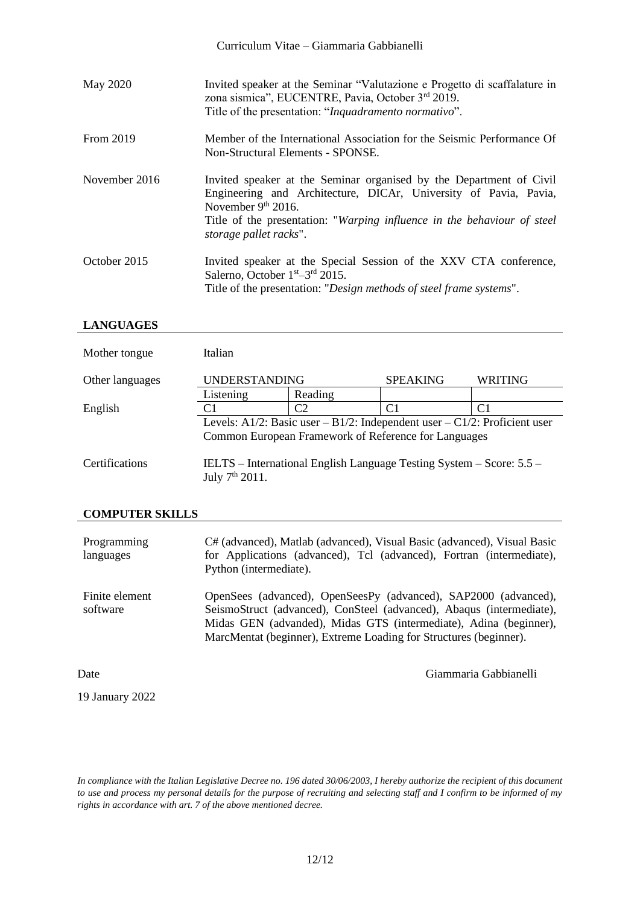| | |
|---|---|
| May 2020 | Invited speaker at the Seminar "Valutazione e Progetto di scaffalature in zona sismica", EUCENTRE, Pavia, October 3rd 2019. Title of the presentation: "*Inquadramento normativo*". |
| From 2019 | Member of the International Association for the Seismic Performance Of Non-Structural Elements - SPONSE. |
| November 2016 | Invited speaker at the Seminar organised by the Department of Civil Engineering and Architecture, DICAr, University of Pavia, Pavia, November 9th 2016. Title of the presentation: "*Warping influence in the behaviour of steel storage pallet racks*". |
| October 2015 | Invited speaker at the Special Session of the XXV CTA conference, Salerno, October 1st–3rd 2015. Title of the presentation: "*Design methods of steel frame systems*". |

## LANGUAGES

Mother tongue: Italian

| Other languages | UNDERSTANDING | | SPEAKING | WRITING |
|---|---|---|---|---|
| | Listening | Reading | | |
| English | C1 | C2 | C1 | C1 |

Levels: A1/2: Basic user – B1/2: Independent user – C1/2: Proficient user
Common European Framework of Reference for Languages

Certifications: IELTS – International English Language Testing System – Score: 5.5 – July 7th 2011.

## COMPUTER SKILLS

| | |
|---|---|
| Programming languages | C# (advanced), Matlab (advanced), Visual Basic (advanced), Visual Basic for Applications (advanced), Tcl (advanced), Fortran (intermediate), Python (intermediate). |
| Finite element software | OpenSees (advanced), OpenSeesPy (advanced), SAP2000 (advanced), SeismoStruct (advanced), ConSteel (advanced), Abaqus (intermediate), Midas GEN (advanded), Midas GTS (intermediate), Adina (beginner), MarcMentat (beginner), Extreme Loading for Structures (beginner). |

Date

19 January 2022

Giammaria Gabbianelli

*In compliance with the Italian Legislative Decree no. 196 dated 30/06/2003, I hereby authorize the recipient of this document to use and process my personal details for the purpose of recruiting and selecting staff and I confirm to be informed of my rights in accordance with art. 7 of the above mentioned decree.*